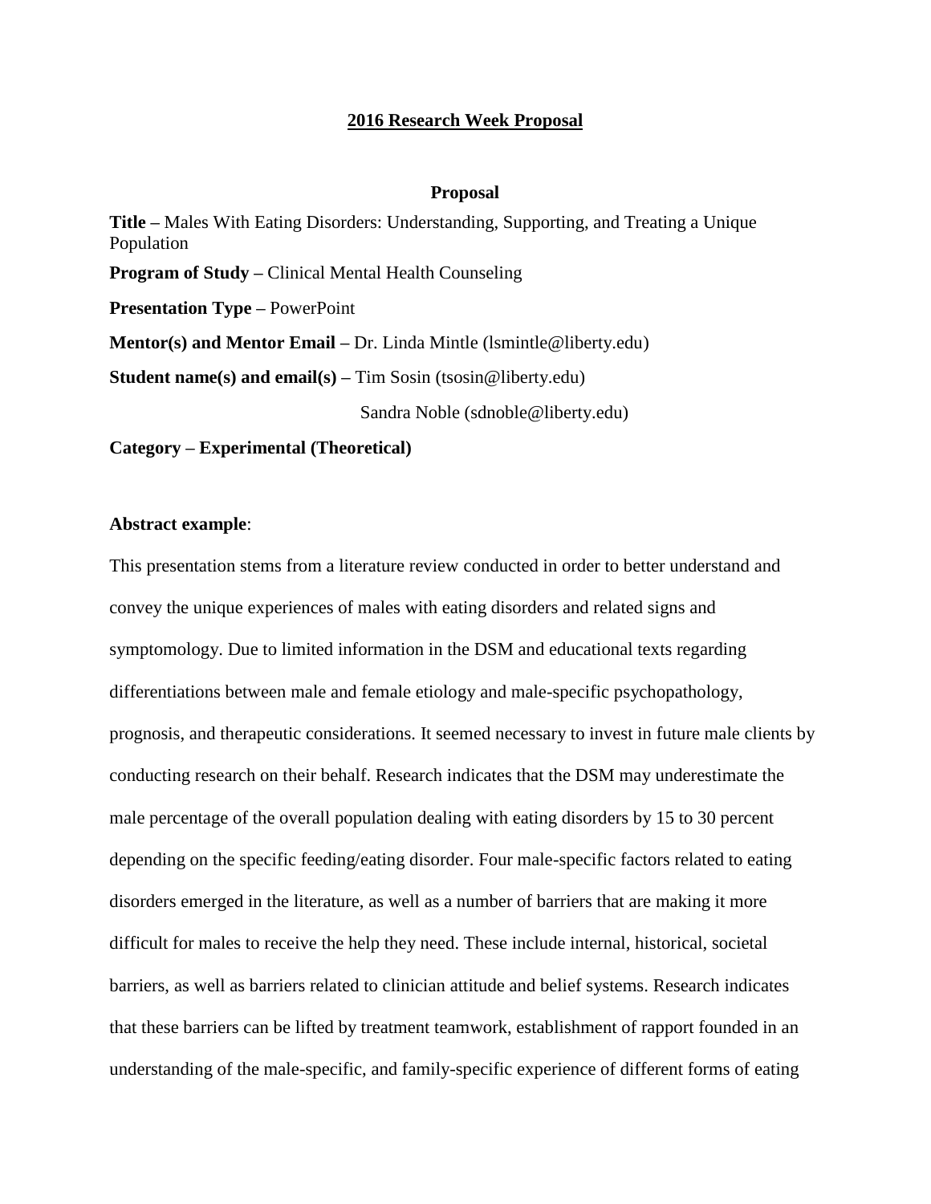# 2016 Research Week Proposal

## Proposal

**Title –** Males With Eating Disorders: Understanding, Supporting, and Treating a Unique Population

**Program of Study –** Clinical Mental Health Counseling

**Presentation Type –** PowerPoint

**Mentor(s) and Mentor Email –** Dr. Linda Mintle (lsmintle@liberty.edu)

**Student name(s) and email(s) –** Tim Sosin (tsosin@liberty.edu)

Sandra Noble (sdnoble@liberty.edu)

**Category – Experimental (Theoretical)**

**Abstract example**:

This presentation stems from a literature review conducted in order to better understand and convey the unique experiences of males with eating disorders and related signs and symptomology. Due to limited information in the DSM and educational texts regarding differentiations between male and female etiology and male-specific psychopathology, prognosis, and therapeutic considerations. It seemed necessary to invest in future male clients by conducting research on their behalf. Research indicates that the DSM may underestimate the male percentage of the overall population dealing with eating disorders by 15 to 30 percent depending on the specific feeding/eating disorder. Four male-specific factors related to eating disorders emerged in the literature, as well as a number of barriers that are making it more difficult for males to receive the help they need. These include internal, historical, societal barriers, as well as barriers related to clinician attitude and belief systems. Research indicates that these barriers can be lifted by treatment teamwork, establishment of rapport founded in an understanding of the male-specific, and family-specific experience of different forms of eating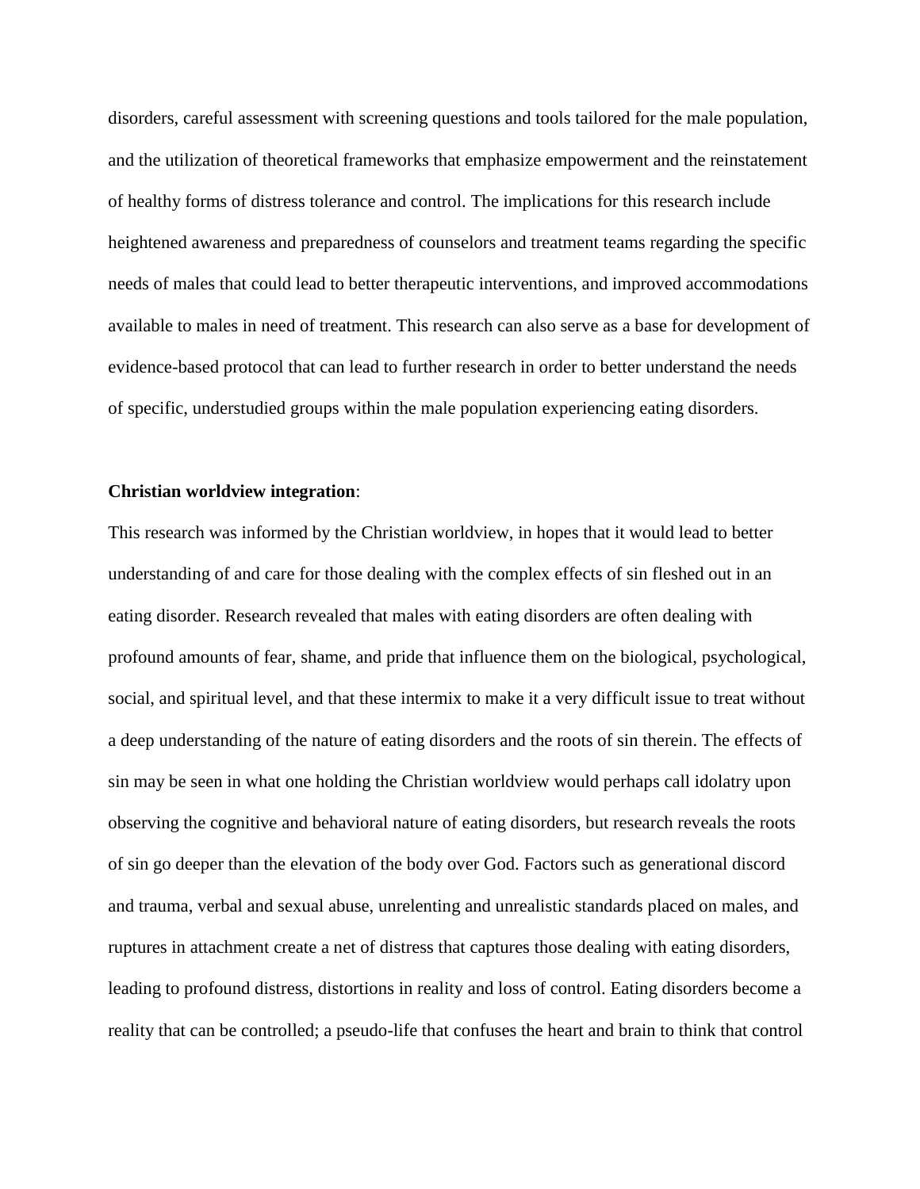disorders, careful assessment with screening questions and tools tailored for the male population, and the utilization of theoretical frameworks that emphasize empowerment and the reinstatement of healthy forms of distress tolerance and control. The implications for this research include heightened awareness and preparedness of counselors and treatment teams regarding the specific needs of males that could lead to better therapeutic interventions, and improved accommodations available to males in need of treatment. This research can also serve as a base for development of evidence-based protocol that can lead to further research in order to better understand the needs of specific, understudied groups within the male population experiencing eating disorders.

**Christian worldview integration**:

This research was informed by the Christian worldview, in hopes that it would lead to better understanding of and care for those dealing with the complex effects of sin fleshed out in an eating disorder. Research revealed that males with eating disorders are often dealing with profound amounts of fear, shame, and pride that influence them on the biological, psychological, social, and spiritual level, and that these intermix to make it a very difficult issue to treat without a deep understanding of the nature of eating disorders and the roots of sin therein. The effects of sin may be seen in what one holding the Christian worldview would perhaps call idolatry upon observing the cognitive and behavioral nature of eating disorders, but research reveals the roots of sin go deeper than the elevation of the body over God. Factors such as generational discord and trauma, verbal and sexual abuse, unrelenting and unrealistic standards placed on males, and ruptures in attachment create a net of distress that captures those dealing with eating disorders, leading to profound distress, distortions in reality and loss of control. Eating disorders become a reality that can be controlled; a pseudo-life that confuses the heart and brain to think that control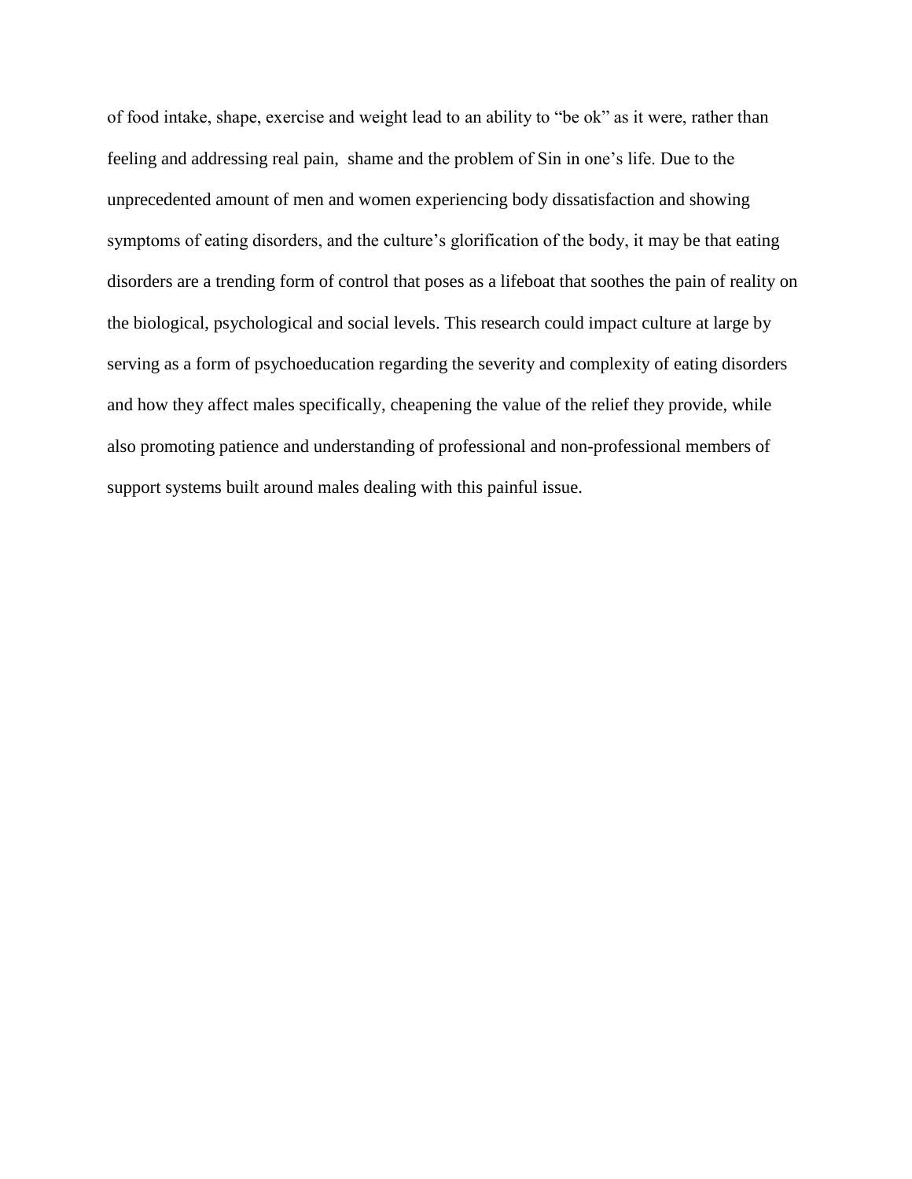of food intake, shape, exercise and weight lead to an ability to "be ok" as it were, rather than feeling and addressing real pain, shame and the problem of Sin in one's life. Due to the unprecedented amount of men and women experiencing body dissatisfaction and showing symptoms of eating disorders, and the culture's glorification of the body, it may be that eating disorders are a trending form of control that poses as a lifeboat that soothes the pain of reality on the biological, psychological and social levels. This research could impact culture at large by serving as a form of psychoeducation regarding the severity and complexity of eating disorders and how they affect males specifically, cheapening the value of the relief they provide, while also promoting patience and understanding of professional and non-professional members of support systems built around males dealing with this painful issue.